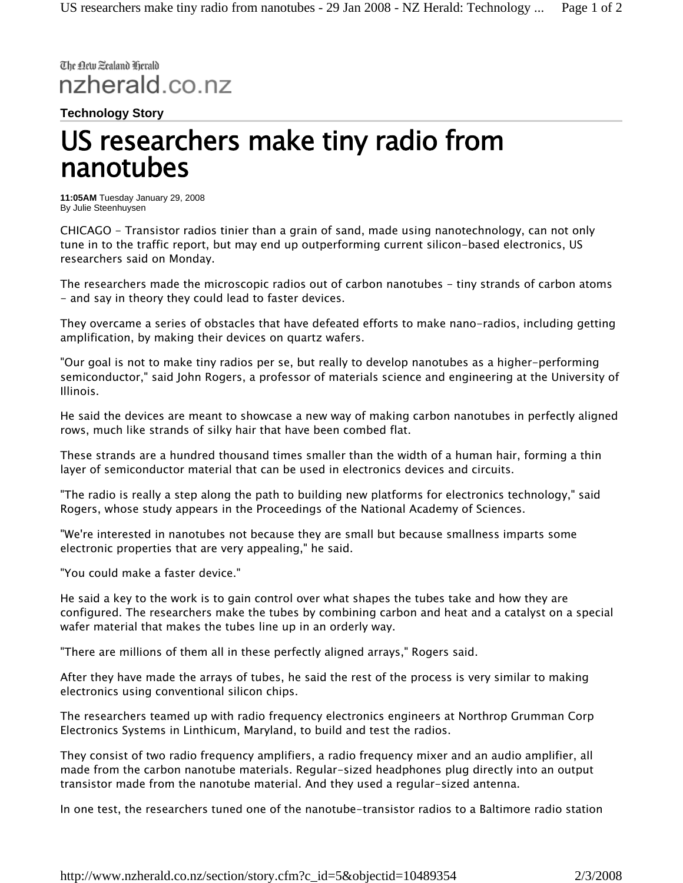The New Zealand Herald
nzherald.co.nz

**Technology Story**

# US researchers make tiny radio from nanotubes

**11:05AM** Tuesday January 29, 2008
By Julie Steenhuysen

CHICAGO - Transistor radios tinier than a grain of sand, made using nanotechnology, can not only tune in to the traffic report, but may end up outperforming current silicon-based electronics, US researchers said on Monday.

The researchers made the microscopic radios out of carbon nanotubes - tiny strands of carbon atoms - and say in theory they could lead to faster devices.

They overcame a series of obstacles that have defeated efforts to make nano-radios, including getting amplification, by making their devices on quartz wafers.

"Our goal is not to make tiny radios per se, but really to develop nanotubes as a higher-performing semiconductor," said John Rogers, a professor of materials science and engineering at the University of Illinois.

He said the devices are meant to showcase a new way of making carbon nanotubes in perfectly aligned rows, much like strands of silky hair that have been combed flat.

These strands are a hundred thousand times smaller than the width of a human hair, forming a thin layer of semiconductor material that can be used in electronics devices and circuits.

"The radio is really a step along the path to building new platforms for electronics technology," said Rogers, whose study appears in the Proceedings of the National Academy of Sciences.

"We're interested in nanotubes not because they are small but because smallness imparts some electronic properties that are very appealing," he said.

"You could make a faster device."

He said a key to the work is to gain control over what shapes the tubes take and how they are configured. The researchers make the tubes by combining carbon and heat and a catalyst on a special wafer material that makes the tubes line up in an orderly way.

"There are millions of them all in these perfectly aligned arrays," Rogers said.

After they have made the arrays of tubes, he said the rest of the process is very similar to making electronics using conventional silicon chips.

The researchers teamed up with radio frequency electronics engineers at Northrop Grumman Corp Electronics Systems in Linthicum, Maryland, to build and test the radios.

They consist of two radio frequency amplifiers, a radio frequency mixer and an audio amplifier, all made from the carbon nanotube materials. Regular-sized headphones plug directly into an output transistor made from the nanotube material. And they used a regular-sized antenna.

In one test, the researchers tuned one of the nanotube-transistor radios to a Baltimore radio station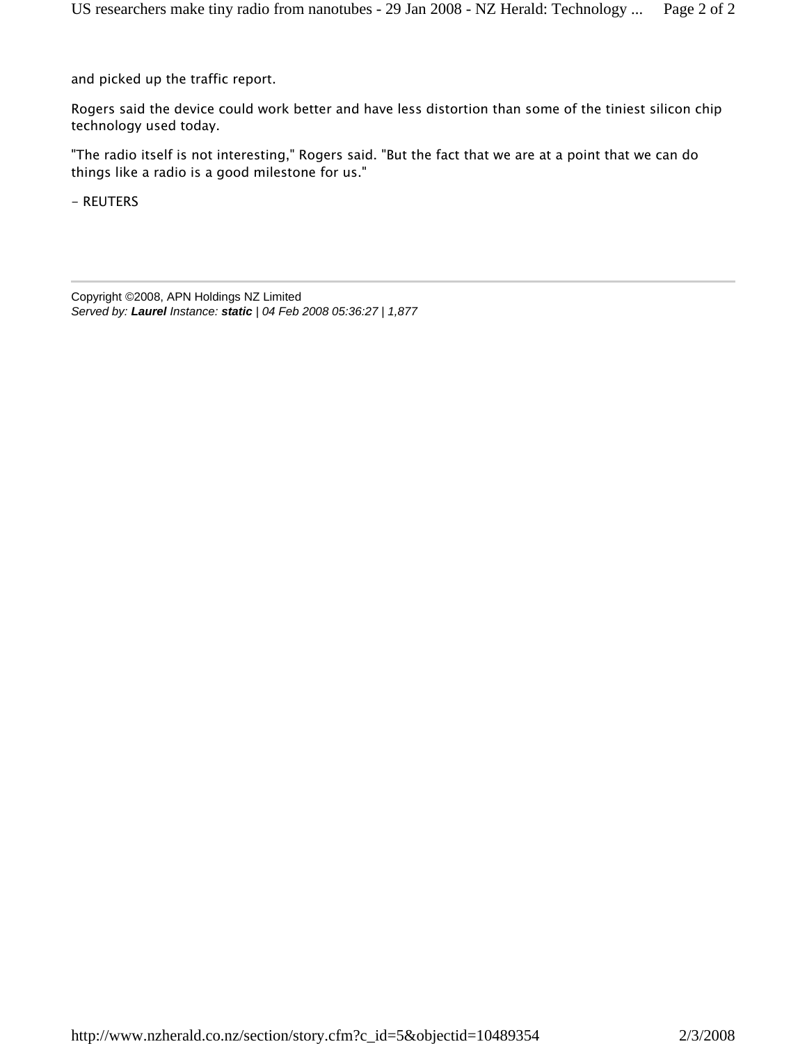and picked up the traffic report.

Rogers said the device could work better and have less distortion than some of the tiniest silicon chip technology used today.

"The radio itself is not interesting," Rogers said. "But the fact that we are at a point that we can do things like a radio is a good milestone for us."

- REUTERS

---

Copyright ©2008, APN Holdings NZ Limited
*Served by: **Laurel** Instance: **static** | 04 Feb 2008 05:36:27 | 1,877*